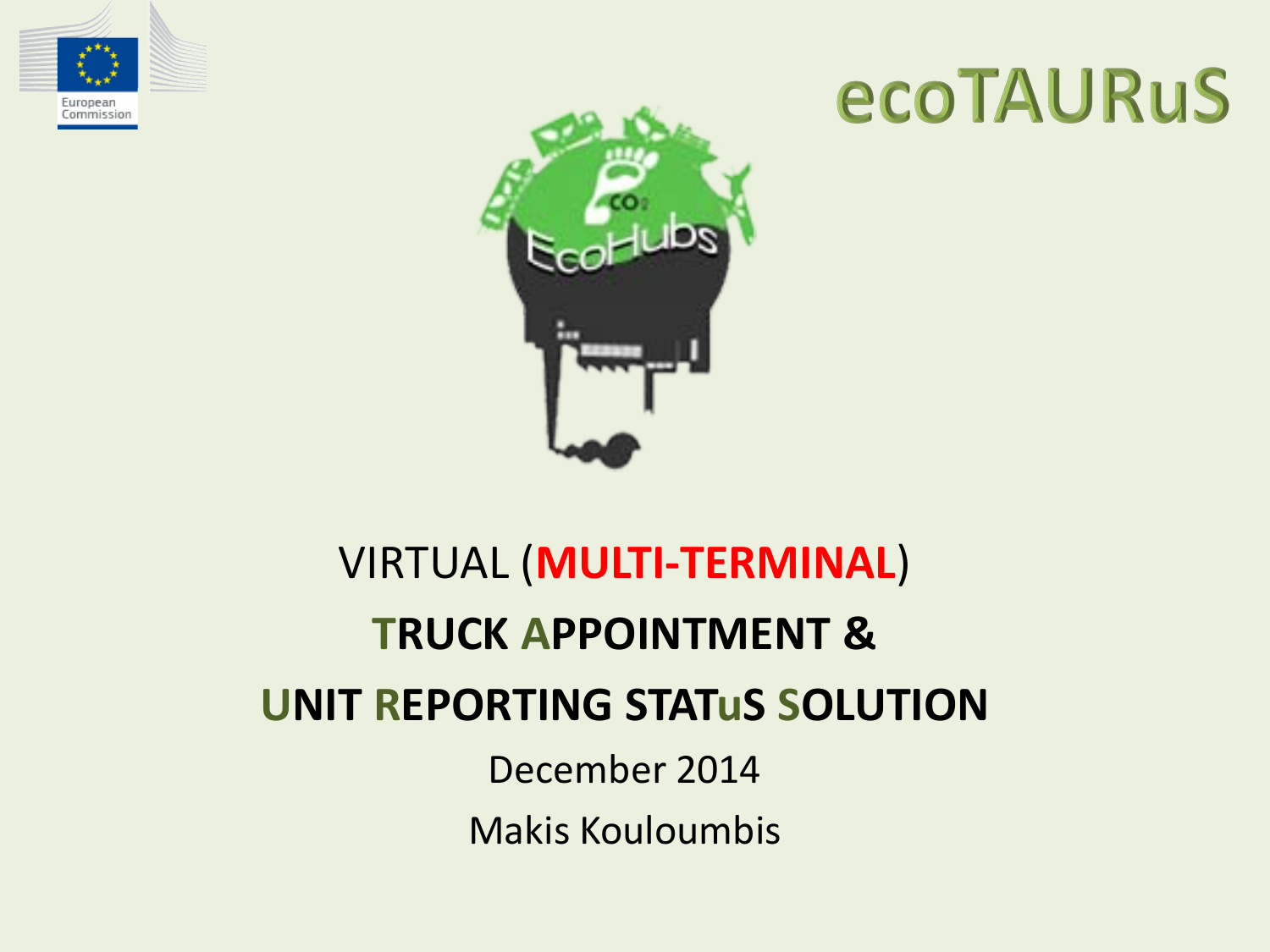European Commission

# ecoTAURuS

EcoHubs

VIRTUAL (**MULTI-TERMINAL**)

**TRUCK APPOINTMENT &**

**UNIT REPORTING STATuS SOLUTION**

December 2014

Makis Kouloumbis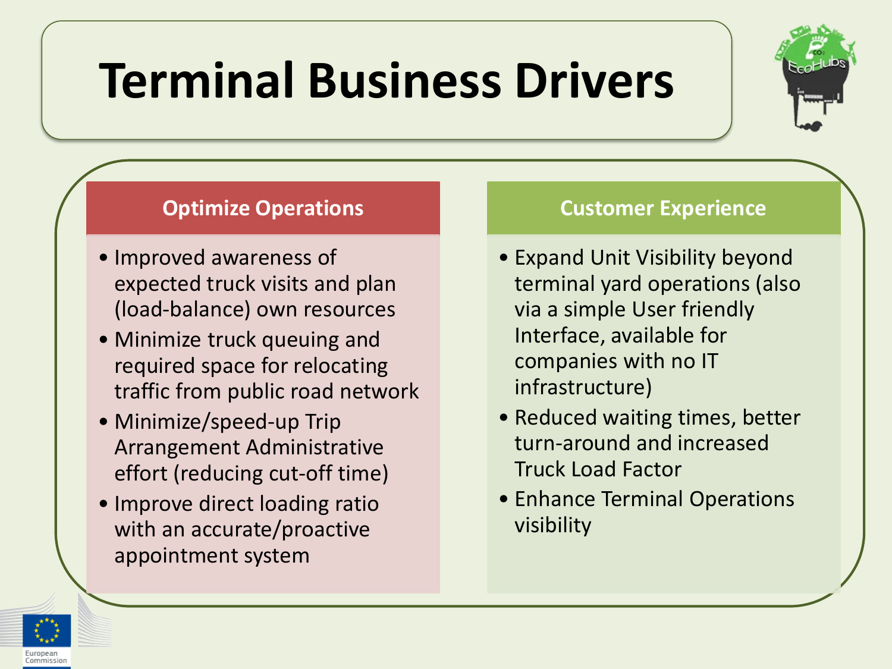# Terminal Business Drivers

## Optimize Operations

- Improved awareness of expected truck visits and plan (load-balance) own resources
- Minimize truck queuing and required space for relocating traffic from public road network
- Minimize/speed-up Trip Arrangement Administrative effort (reducing cut-off time)
- Improve direct loading ratio with an accurate/proactive appointment system

## Customer Experience

- Expand Unit Visibility beyond terminal yard operations (also via a simple User friendly Interface, available for companies with no IT infrastructure)
- Reduced waiting times, better turn-around and increased Truck Load Factor
- Enhance Terminal Operations visibility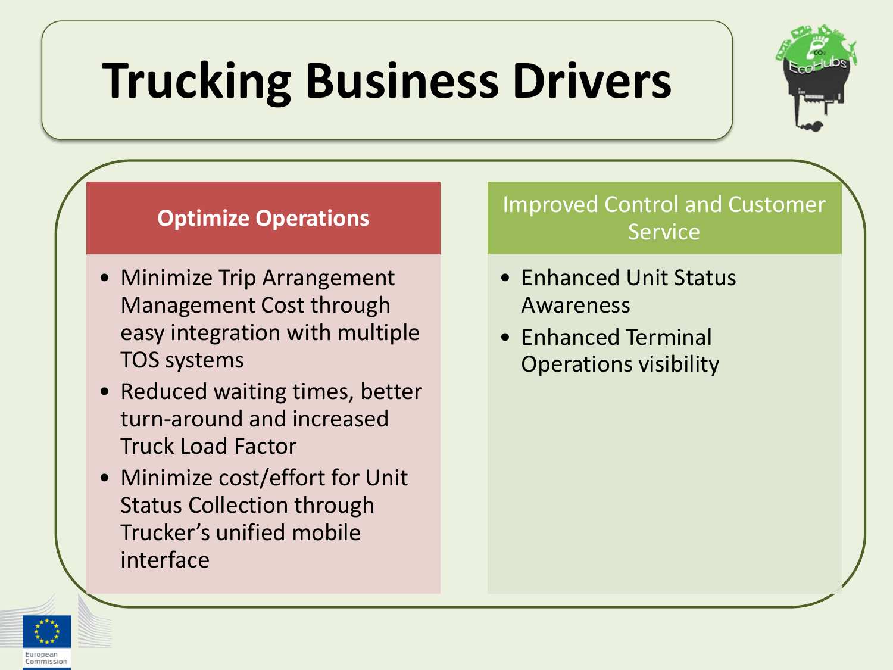# Trucking Business Drivers

## Optimize Operations

- Minimize Trip Arrangement Management Cost through easy integration with multiple TOS systems
- Reduced waiting times, better turn-around and increased Truck Load Factor
- Minimize cost/effort for Unit Status Collection through Trucker's unified mobile interface

## Improved Control and Customer Service

- Enhanced Unit Status Awareness
- Enhanced Terminal Operations visibility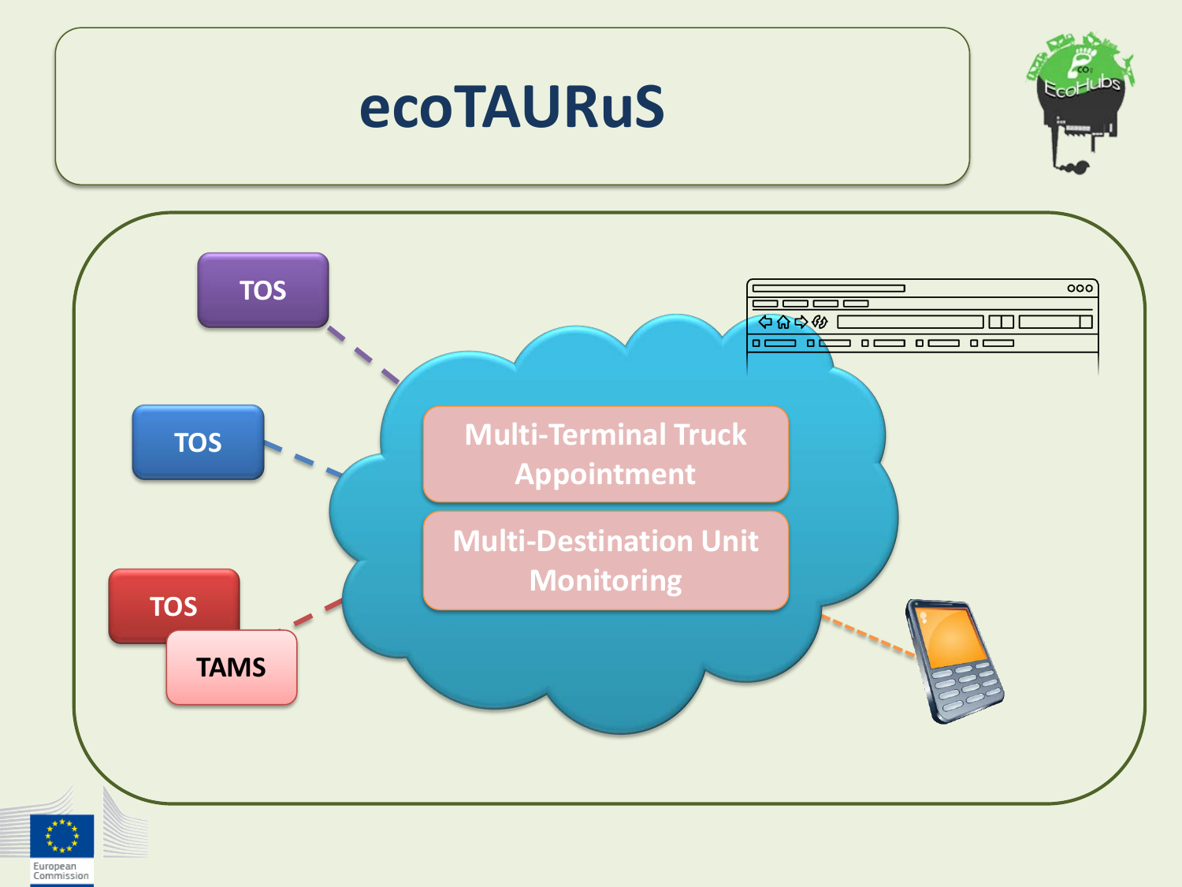# ecoTAURuS

TOS

TOS

TOS

TAMS

Multi-Terminal Truck Appointment

Multi-Destination Unit Monitoring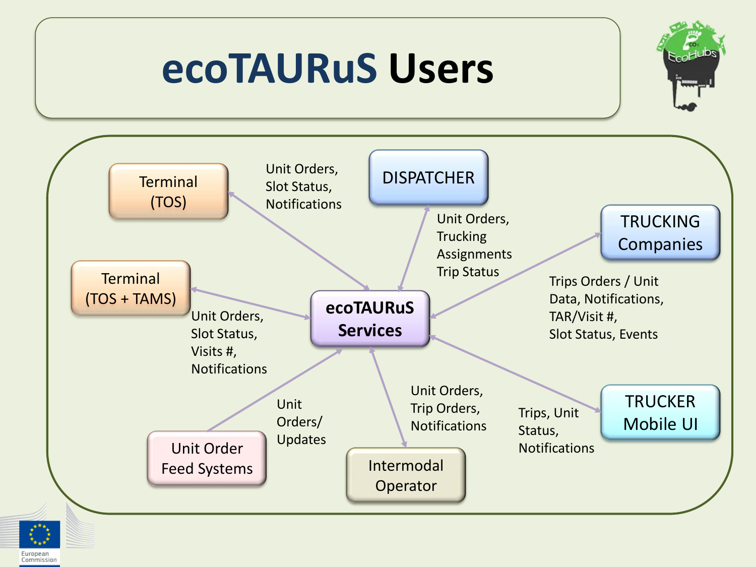# ecoTAURuS Users

**ecoTAURuS Services**

- Terminal (TOS): Unit Orders, Slot Status, Notifications
- DISPATCHER: Unit Orders, Trucking Assignments, Trip Status
- TRUCKING Companies: Trips Orders / Unit Data, Notifications, TAR/Visit #, Slot Status, Events
- Terminal (TOS + TAMS): Unit Orders, Slot Status, Visits #, Notifications
- TRUCKER Mobile UI: Trips, Unit Status, Notifications
- Intermodal Operator: Unit Orders, Trip Orders, Notifications
- Unit Order Feed Systems: Unit Orders/ Updates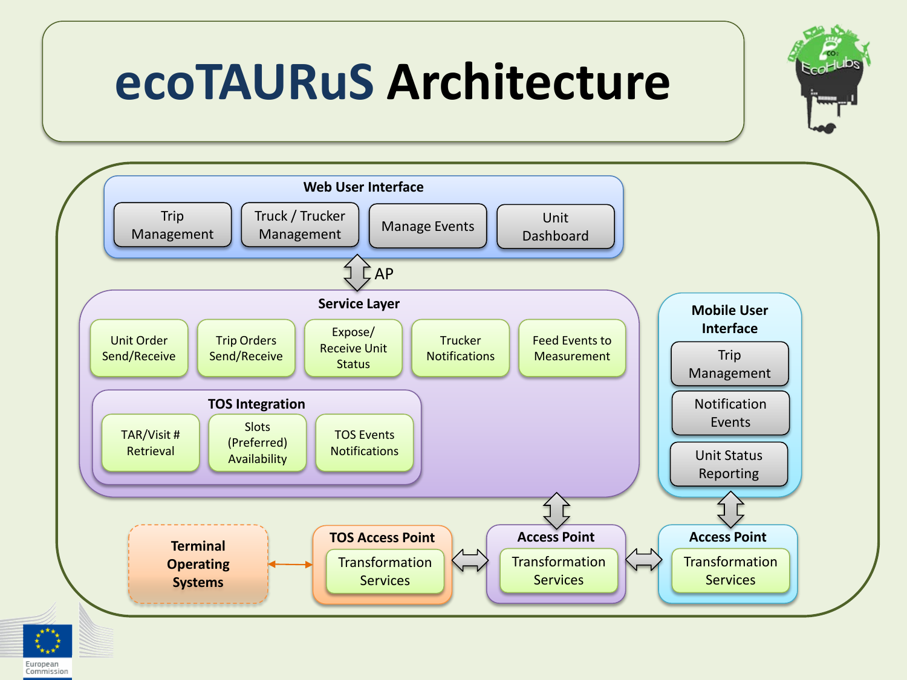# ecoTAURuS Architecture

**Web User Interface**
- Trip Management
- Truck / Trucker Management
- Manage Events
- Unit Dashboard

AP

**Service Layer**
- Unit Order Send/Receive
- Trip Orders Send/Receive
- Expose/ Receive Unit Status
- Trucker Notifications
- Feed Events to Measurement

**TOS Integration**
- TAR/Visit # Retrieval
- Slots (Preferred) Availability
- TOS Events Notifications

**Mobile User Interface**
- Trip Management
- Notification Events
- Unit Status Reporting

**Terminal Operating Systems**

**TOS Access Point**
- Transformation Services

**Access Point**
- Transformation Services

**Access Point**
- Transformation Services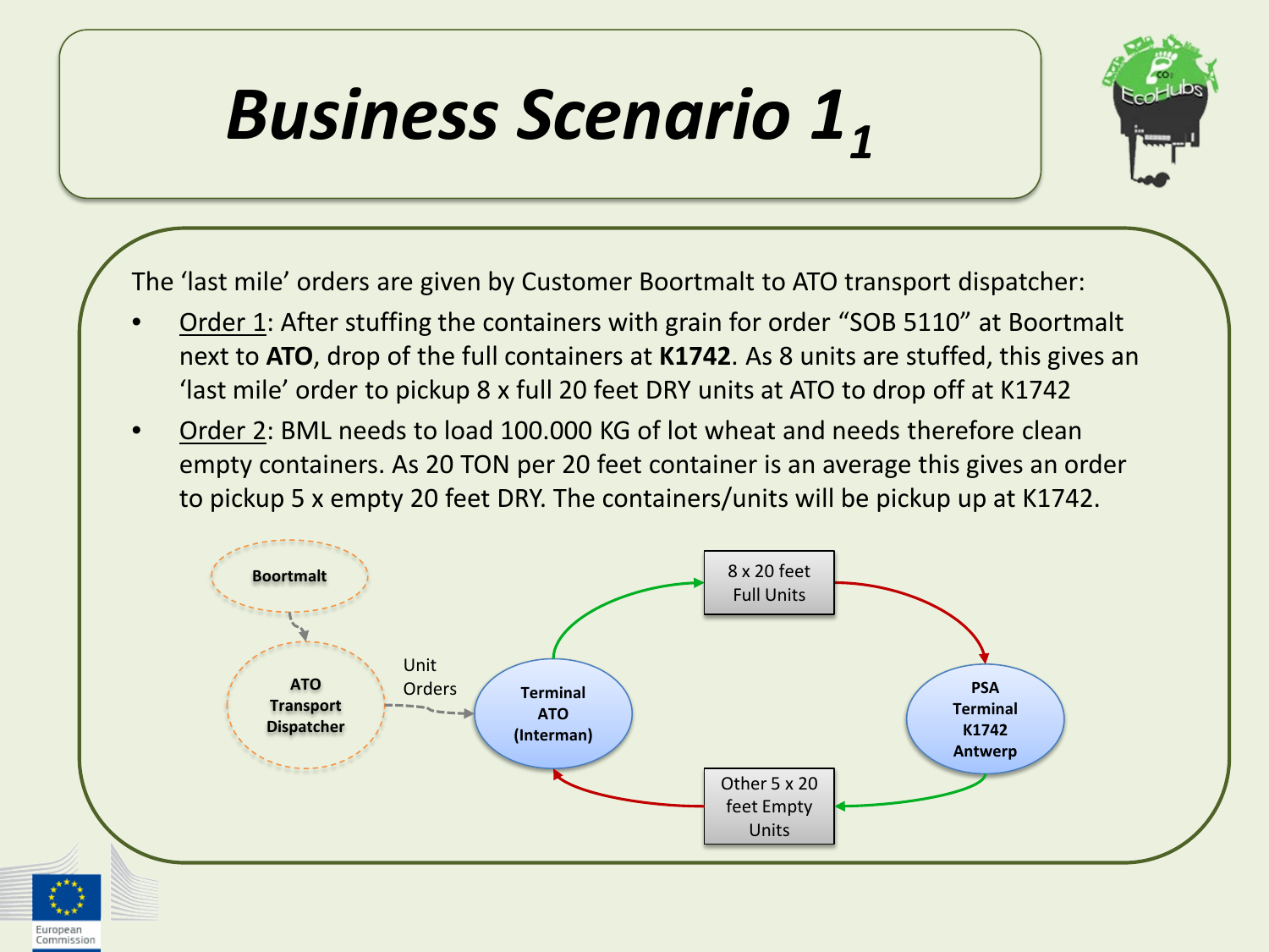# *Business Scenario 1*$_1$

The 'last mile' orders are given by Customer Boortmalt to ATO transport dispatcher:

- Order 1: After stuffing the containers with grain for order "SOB 5110" at Boortmalt next to **ATO**, drop of the full containers at **K1742**. As 8 units are stuffed, this gives an 'last mile' order to pickup 8 x full 20 feet DRY units at ATO to drop off at K1742
- Order 2: BML needs to load 100.000 KG of lot wheat and needs therefore clean empty containers. As 20 TON per 20 feet container is an average this gives an order to pickup 5 x empty 20 feet DRY. The containers/units will be pickup up at K1742.

**Boortmalt**

**ATO Transport Dispatcher**

Unit Orders

**Terminal ATO (Interman)**

8 x 20 feet Full Units

**PSA Terminal K1742 Antwerp**

Other 5 x 20 feet Empty Units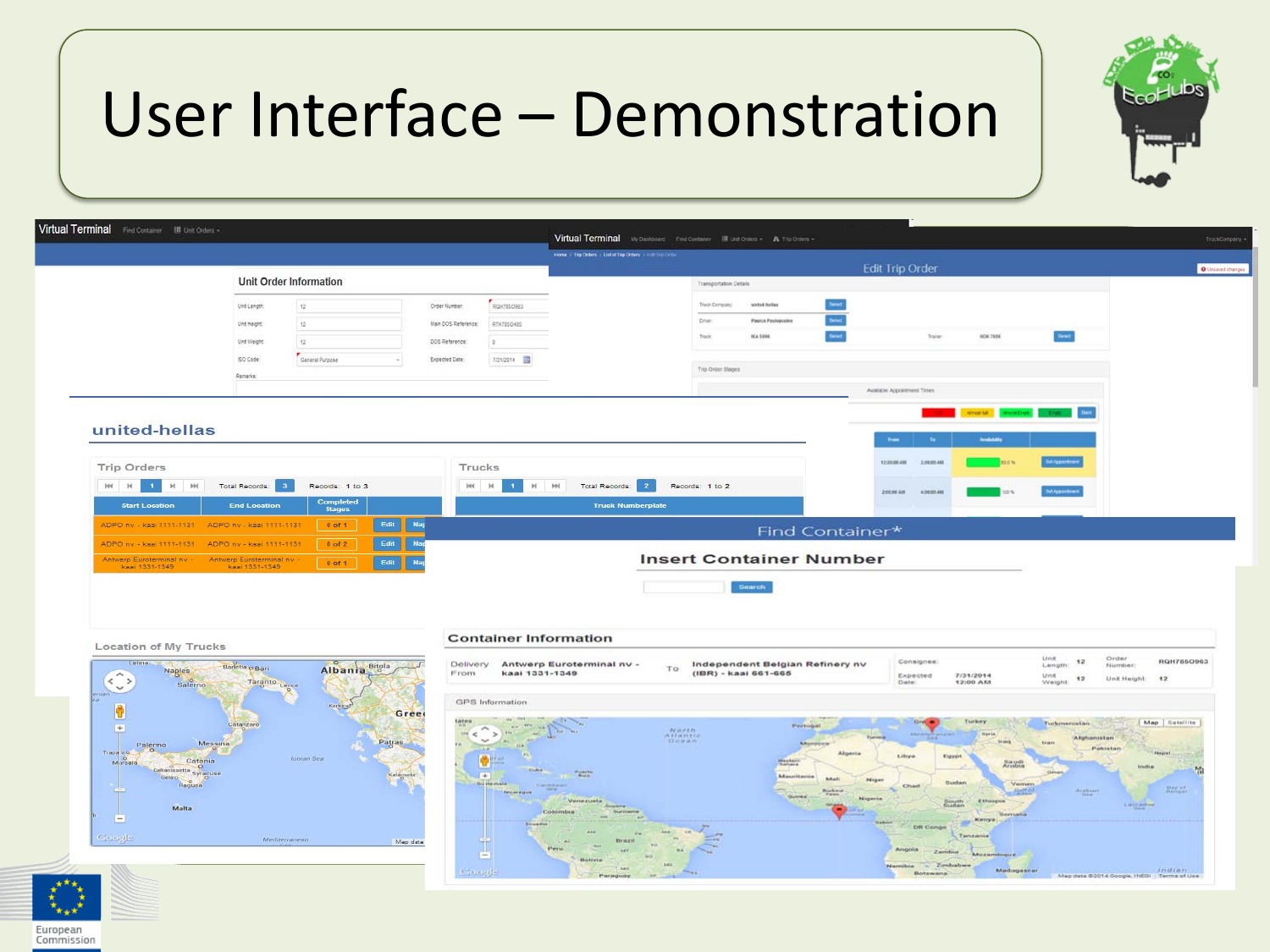# User Interface – Demonstration

## Virtual Terminal

Find Container | Unit Orders

### Unit Order Information

| Unit Length: | 12 | Order Number: | RQH7850963 |
|---|---|---|---|
| Unit Height: | 12 | Main DOS Reference: | RTH7850485 |
| Unit Weight: | 12 | DOS Reference: | 0 |
| ISO Code: | General Purpose | Expected Date: | 7/21/2014 |

Remarks:

## Virtual Terminal

My Dashboard | Find Container | Unit Orders | Trip Orders

### Edit Trip Order

Transportation Details

| Truck Company: | united-hellas | Select | | |
|---|---|---|---|---|
| Driver: | Pavlos Pavlopoulos | Select | | |
| Truck: | IKA 5396 | Select | Trailer: IKK 7856 | Select |

Trip Order Stages

Available Appointment Times

| From | To | Availability | |
|---|---|---|---|
| 12:00:00 AM | 2:00:00 AM | 80.0 % | Set Appointment |
| 2:00:00 AM | 4:00:00 AM | 100 % | Set Appointment |

## united-hellas

### Trip Orders

Total Records: 3 Records: 1 to 3

| Start Location | End Location | Completed Stages | | |
|---|---|---|---|---|
| ADPO nv - kaai 1111-1131 | ADPO nv - kaai 1111-1131 | 0 of 1 | Edit | Map |
| ADPO nv - kaai 1111-1131 | ADPO nv - kaai 1111-1131 | 0 of 2 | Edit | Map |
| Antwerp Euroterminal nv - kaai 1331-1349 | Antwerp Euroterminal nv - kaai 1331-1349 | 0 of 1 | Edit | Map |

### Trucks

Total Records: 2 Records: 1 to 2

| Truck Numberplate |
|---|

### Location of My Trucks

## Find Container*

### Insert Container Number

Search

### Container Information

| Delivery From | Antwerp Euroterminal nv - kaai 1331-1349 | To | Independent Belgian Refinery nv (IBR) - kaai 661-666 |
|---|---|---|---|

| Consignee: | | Unit Length: | 12 | Order Number: | RQH7850963 |
|---|---|---|---|---|---|
| Expected Date: | 7/31/2014 12:00 AM | Unit Weight: | 12 | Unit Height: | 12 |

GPS Information

European Commission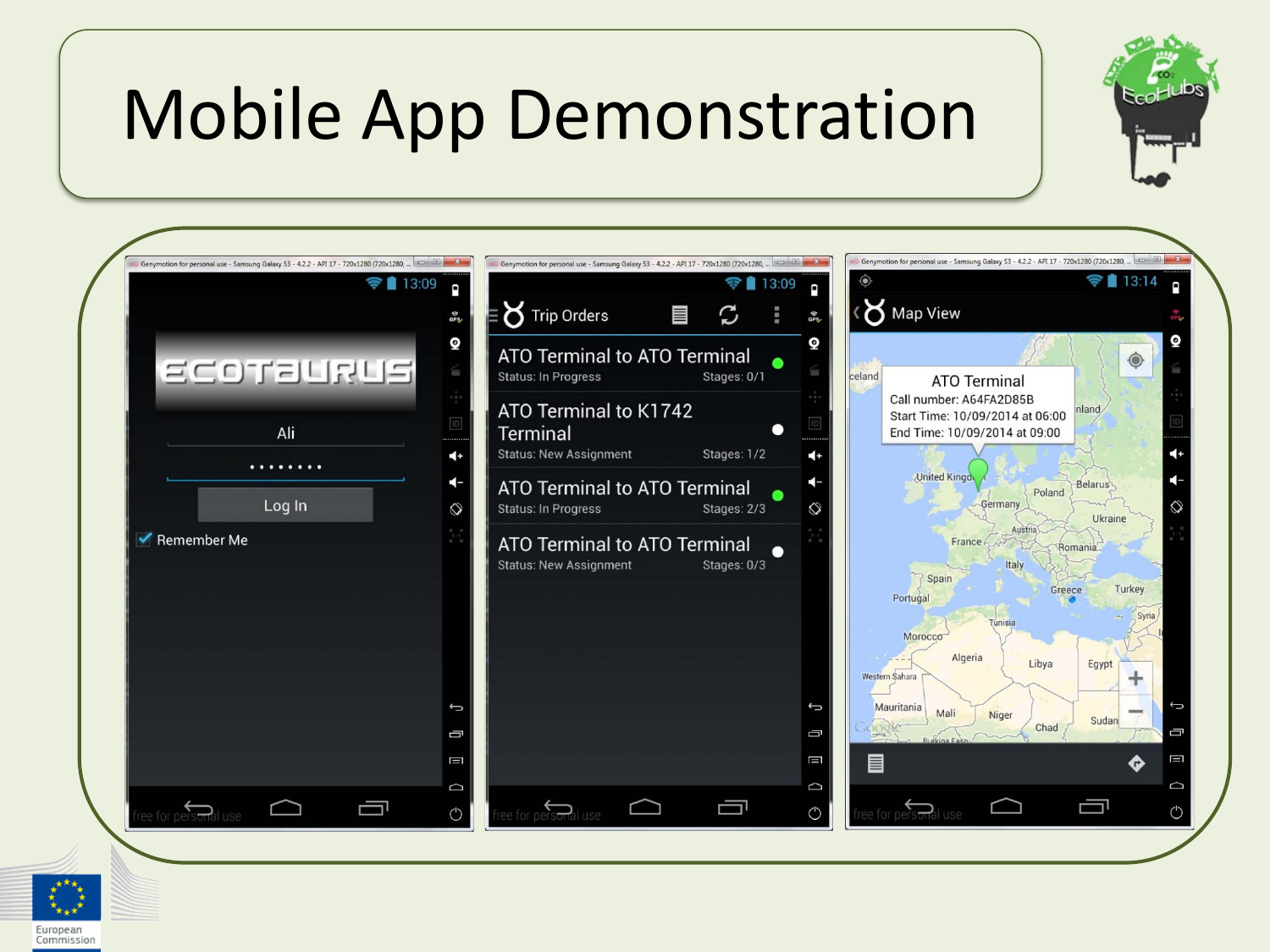# Mobile App Demonstration

ECOTAURUS

Ali

Log In

Remember Me

Trip Orders

ATO Terminal to ATO Terminal
Status: In Progress Stages: 0/1

ATO Terminal to K1742 Terminal
Status: New Assignment Stages: 1/2

ATO Terminal to ATO Terminal
Status: In Progress Stages: 2/3

ATO Terminal to ATO Terminal
Status: New Assignment Stages: 0/3

Map View

ATO Terminal
Call number: A64FA2D85B
Start Time: 10/09/2014 at 06:00
End Time: 10/09/2014 at 09:00

European Commission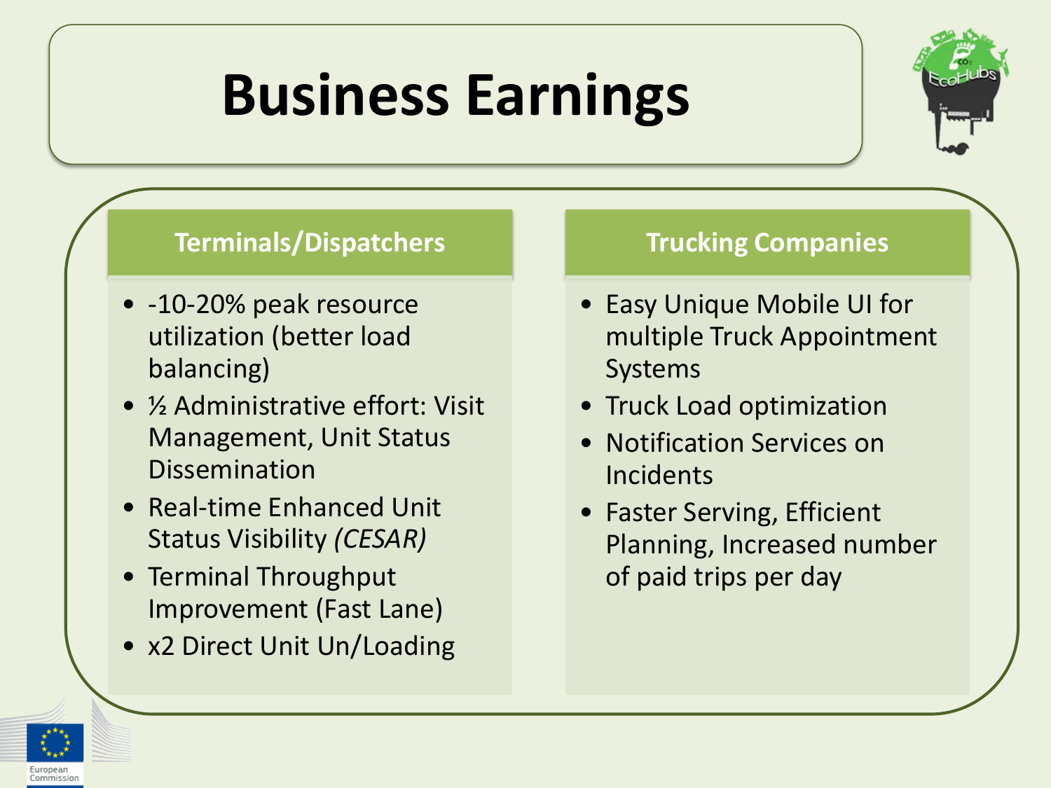# Business Earnings

## Terminals/Dispatchers

- -10-20% peak resource utilization (better load balancing)
- ½ Administrative effort: Visit Management, Unit Status Dissemination
- Real-time Enhanced Unit Status Visibility *(CESAR)*
- Terminal Throughput Improvement (Fast Lane)
- x2 Direct Unit Un/Loading

## Trucking Companies

- Easy Unique Mobile UI for multiple Truck Appointment Systems
- Truck Load optimization
- Notification Services on Incidents
- Faster Serving, Efficient Planning, Increased number of paid trips per day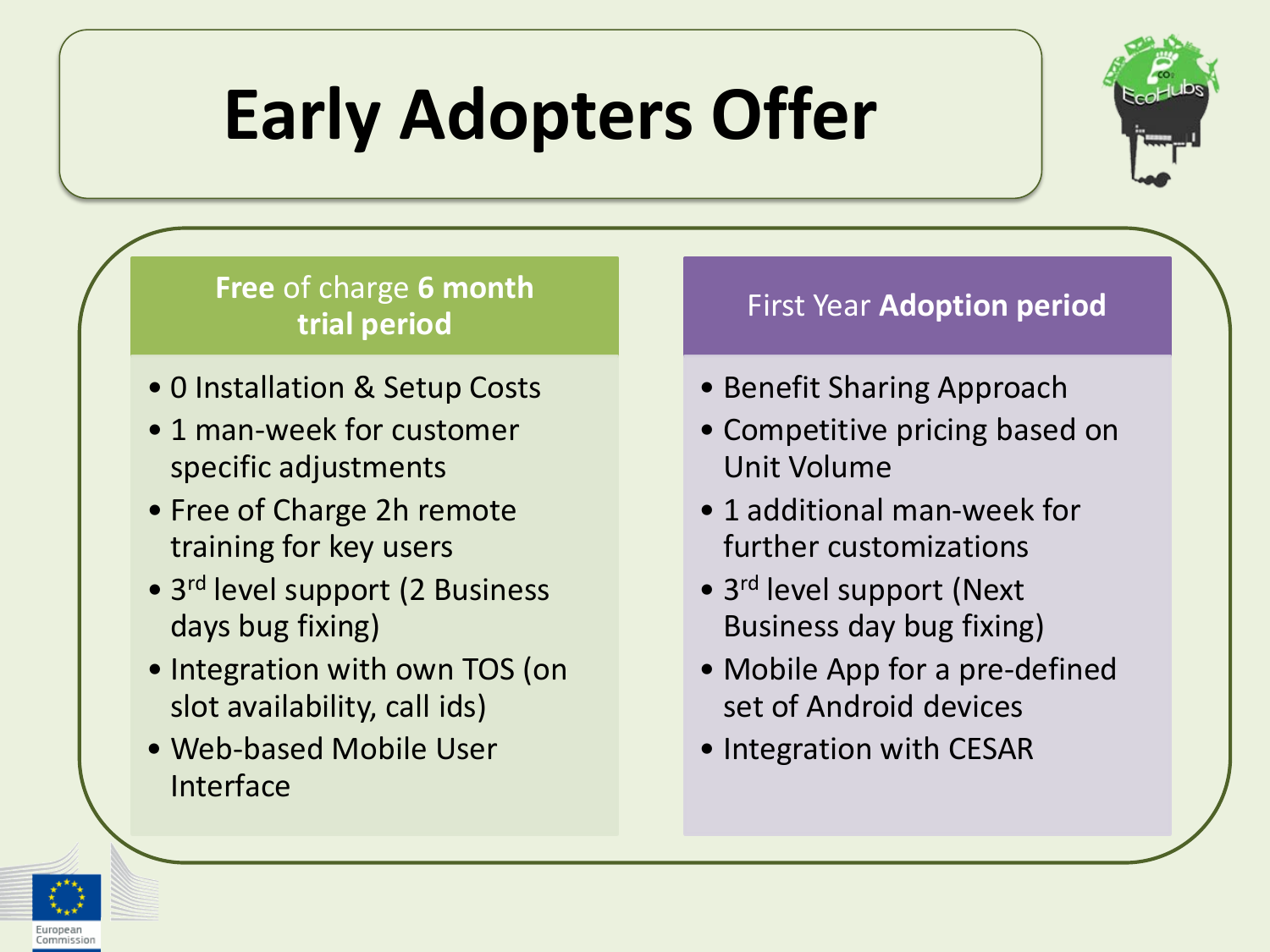# Early Adopters Offer

## **Free** of charge **6 month trial period**

- 0 Installation & Setup Costs
- 1 man-week for customer specific adjustments
- Free of Charge 2h remote training for key users
- 3rd level support (2 Business days bug fixing)
- Integration with own TOS (on slot availability, call ids)
- Web-based Mobile User Interface

## First Year **Adoption period**

- Benefit Sharing Approach
- Competitive pricing based on Unit Volume
- 1 additional man-week for further customizations
- 3rd level support (Next Business day bug fixing)
- Mobile App for a pre-defined set of Android devices
- Integration with CESAR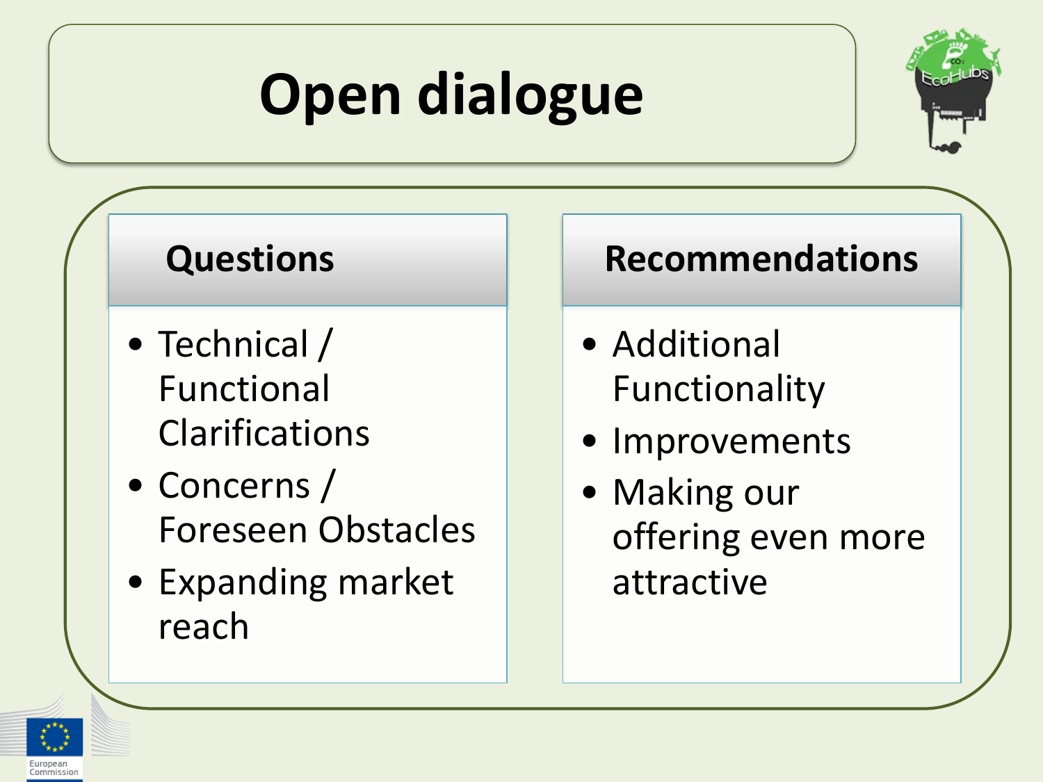# Open dialogue

## Questions

- Technical / Functional Clarifications
- Concerns / Foreseen Obstacles
- Expanding market reach

## Recommendations

- Additional Functionality
- Improvements
- Making our offering even more attractive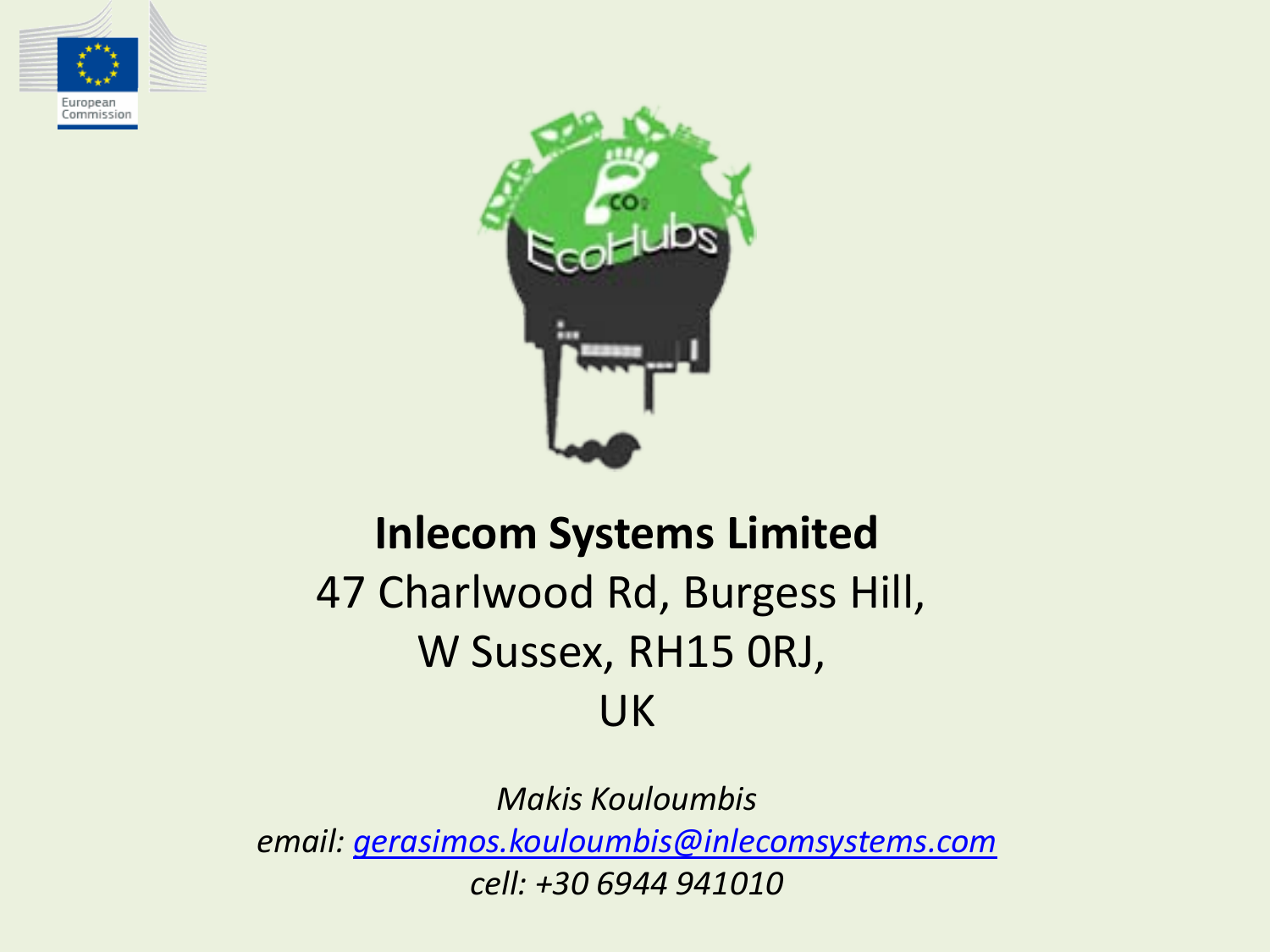**Inlecom Systems Limited**

47 Charlwood Rd, Burgess Hill,

W Sussex, RH15 0RJ,

UK

*Makis Kouloumbis*

*email: gerasimos.kouloumbis@inlecomsystems.com*

*cell: +30 6944 941010*